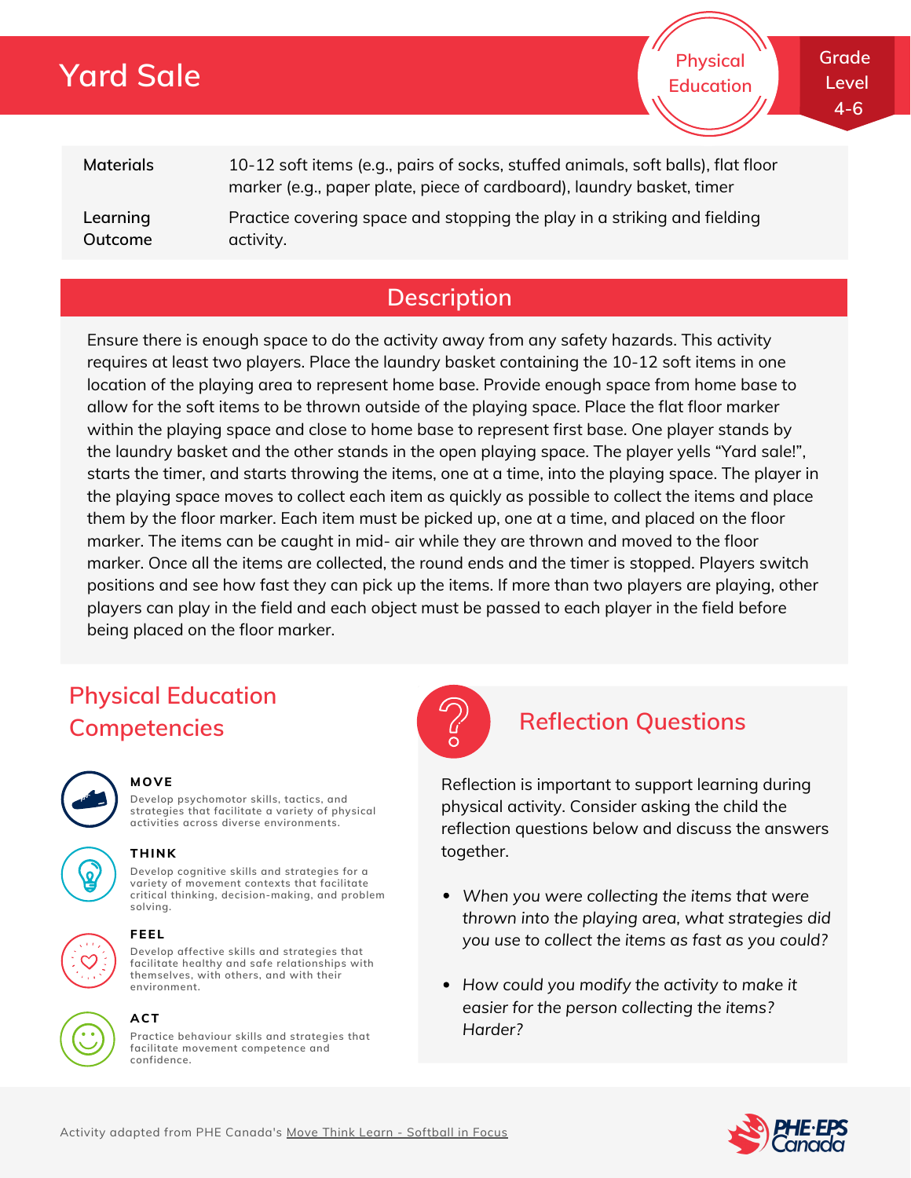# Yard Sale

Physical Education

Grade Level 4-6

| Materials | 10-12 soft items (e.g., pairs of socks, stuffed animals, soft balls), flat floor marker (e.g., paper plate, piece of cardboard), laundry basket, timer |
| --- | --- |
| Learning Outcome | Practice covering space and stopping the play in a striking and fielding activity. |

## Description

Ensure there is enough space to do the activity away from any safety hazards. This activity requires at least two players. Place the laundry basket containing the 10-12 soft items in one location of the playing area to represent home base. Provide enough space from home base to allow for the soft items to be thrown outside of the playing space. Place the flat floor marker within the playing space and close to home base to represent first base. One player stands by the laundry basket and the other stands in the open playing space. The player yells "Yard sale!", starts the timer, and starts throwing the items, one at a time, into the playing space. The player in the playing space moves to collect each item as quickly as possible to collect the items and place them by the floor marker. Each item must be picked up, one at a time, and placed on the floor marker. The items can be caught in mid- air while they are thrown and moved to the floor marker. Once all the items are collected, the round ends and the timer is stopped. Players switch positions and see how fast they can pick up the items. If more than two players are playing, other players can play in the field and each object must be passed to each player in the field before being placed on the floor marker.

## Physical Education Competencies

**MOVE**

Develop psychomotor skills, tactics, and strategies that facilitate a variety of physical activities across diverse environments.

**THINK**

Develop cognitive skills and strategies for a variety of movement contexts that facilitate critical thinking, decision-making, and problem solving.

**FEEL**

Develop affective skills and strategies that facilitate healthy and safe relationships with themselves, with others, and with their environment.

**ACT**

Practice behaviour skills and strategies that facilitate movement competence and confidence.

## Reflection Questions

Reflection is important to support learning during physical activity. Consider asking the child the reflection questions below and discuss the answers together.

- *When you were collecting the items that were thrown into the playing area, what strategies did you use to collect the items as fast as you could?*
- *How could you modify the activity to make it easier for the person collecting the items? Harder?*

Activity adapted from PHE Canada's Move Think Learn - Softball in Focus

PHE·EPS Canada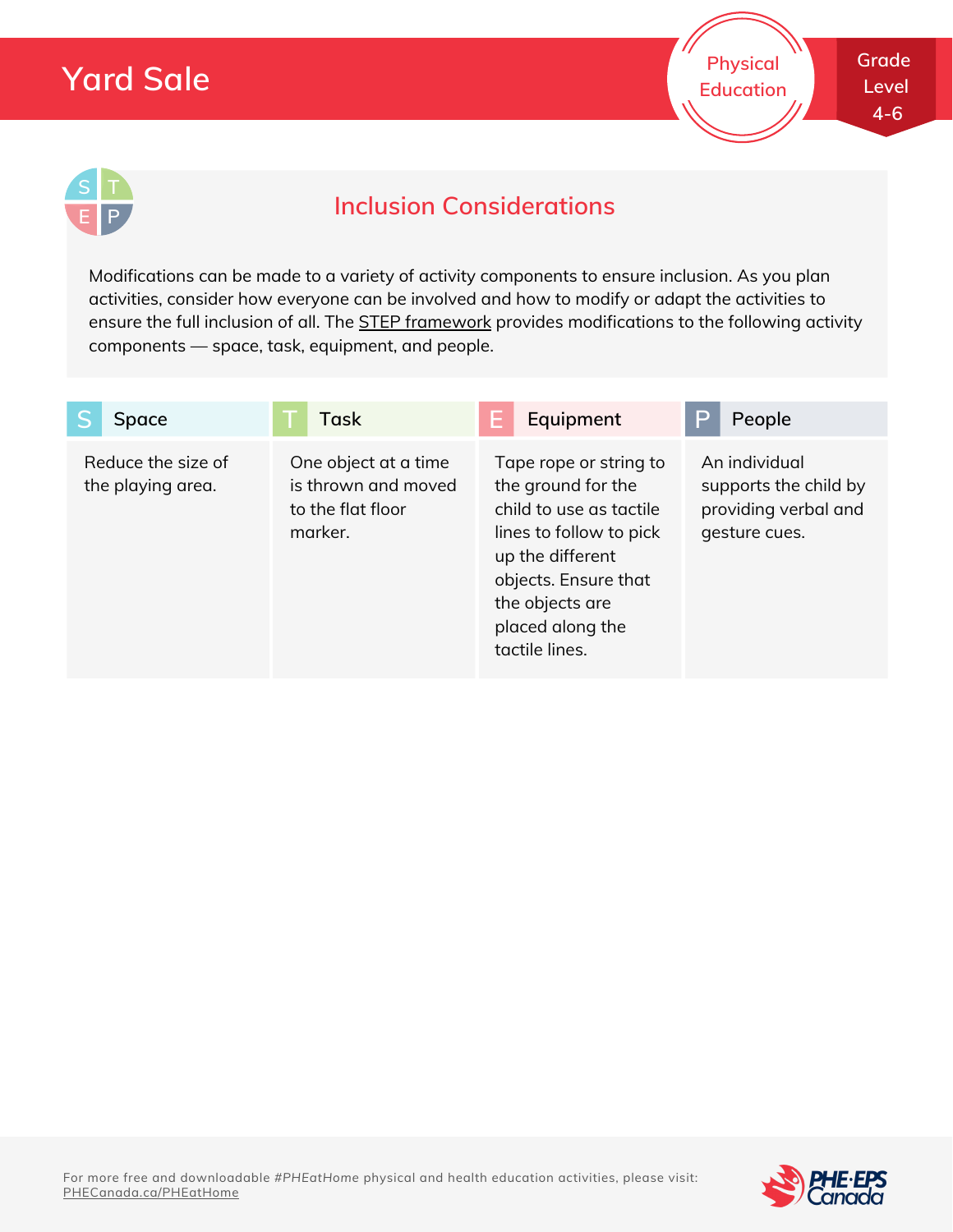# Yard Sale

Physical Education

Grade Level 4-6

## Inclusion Considerations

Modifications can be made to a variety of activity components to ensure inclusion. As you plan activities, consider how everyone can be involved and how to modify or adapt the activities to ensure the full inclusion of all. The STEP framework provides modifications to the following activity components — space, task, equipment, and people.

| S Space | T Task | E Equipment | P People |
|---|---|---|---|
| Reduce the size of the playing area. | One object at a time is thrown and moved to the flat floor marker. | Tape rope or string to the ground for the child to use as tactile lines to follow to pick up the different objects. Ensure that the objects are placed along the tactile lines. | An individual supports the child by providing verbal and gesture cues. |

For more free and downloadable #PHEatHome physical and health education activities, please visit: PHECanada.ca/PHEatHome